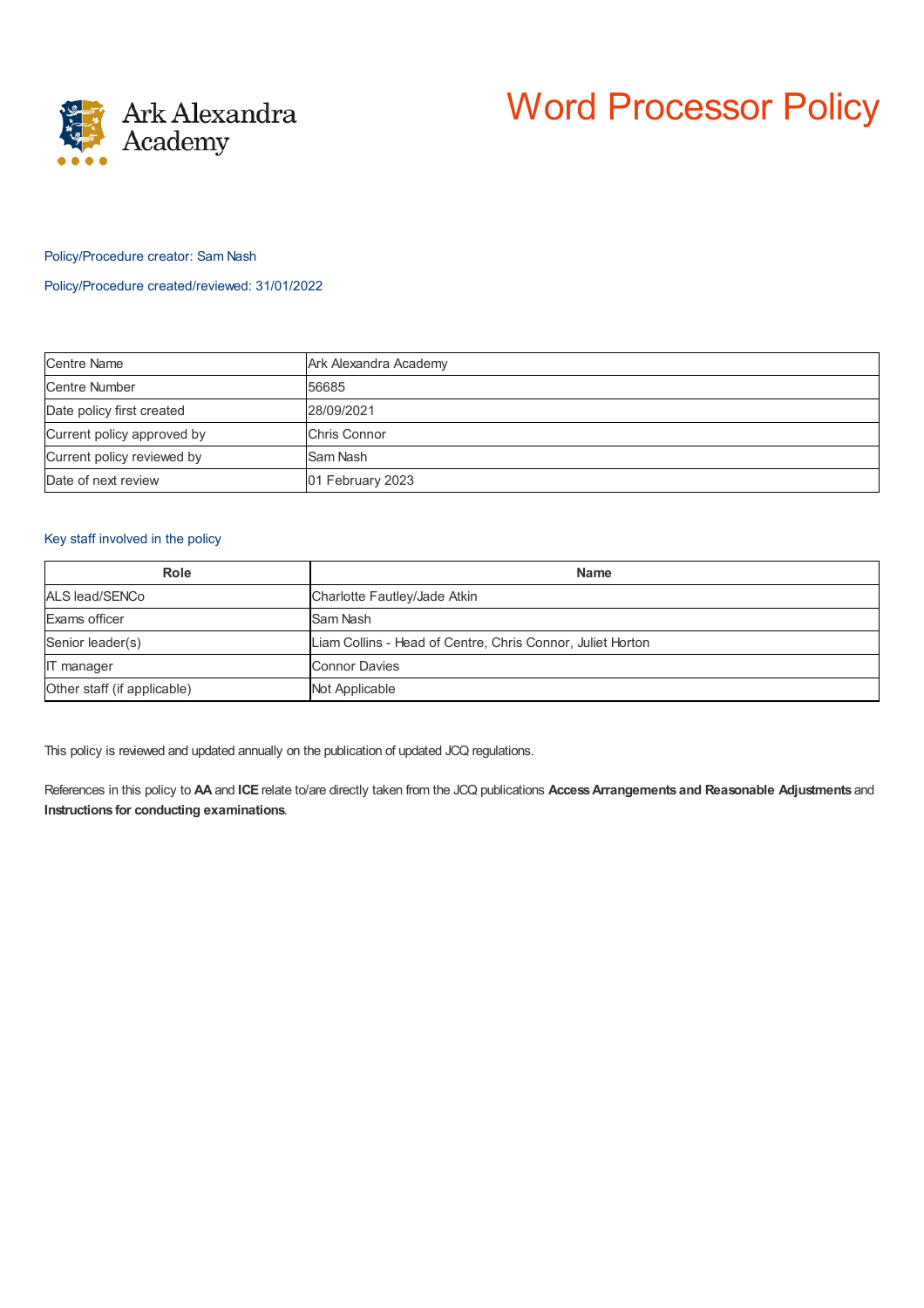Ark Alexandra Academy

# Word Processor Policy

Policy/Procedure creator: Sam Nash

Policy/Procedure created/reviewed: 31/01/2022

| | |
|---|---|
| Centre Name | Ark Alexandra Academy |
| Centre Number | 56685 |
| Date policy first created | 28/09/2021 |
| Current policy approved by | Chris Connor |
| Current policy reviewed by | Sam Nash |
| Date of next review | 01 February 2023 |

Key staff involved in the policy

| Role | Name |
|---|---|
| ALS lead/SENCo | Charlotte Fautley/Jade Atkin |
| Exams officer | Sam Nash |
| Senior leader(s) | Liam Collins - Head of Centre, Chris Connor, Juliet Horton |
| IT manager | Connor Davies |
| Other staff (if applicable) | Not Applicable |

This policy is reviewed and updated annually on the publication of updated JCQ regulations.

References in this policy to **AA** and **ICE** relate to/are directly taken from the JCQ publications **Access Arrangements and Reasonable Adjustments** and **Instructions for conducting examinations**.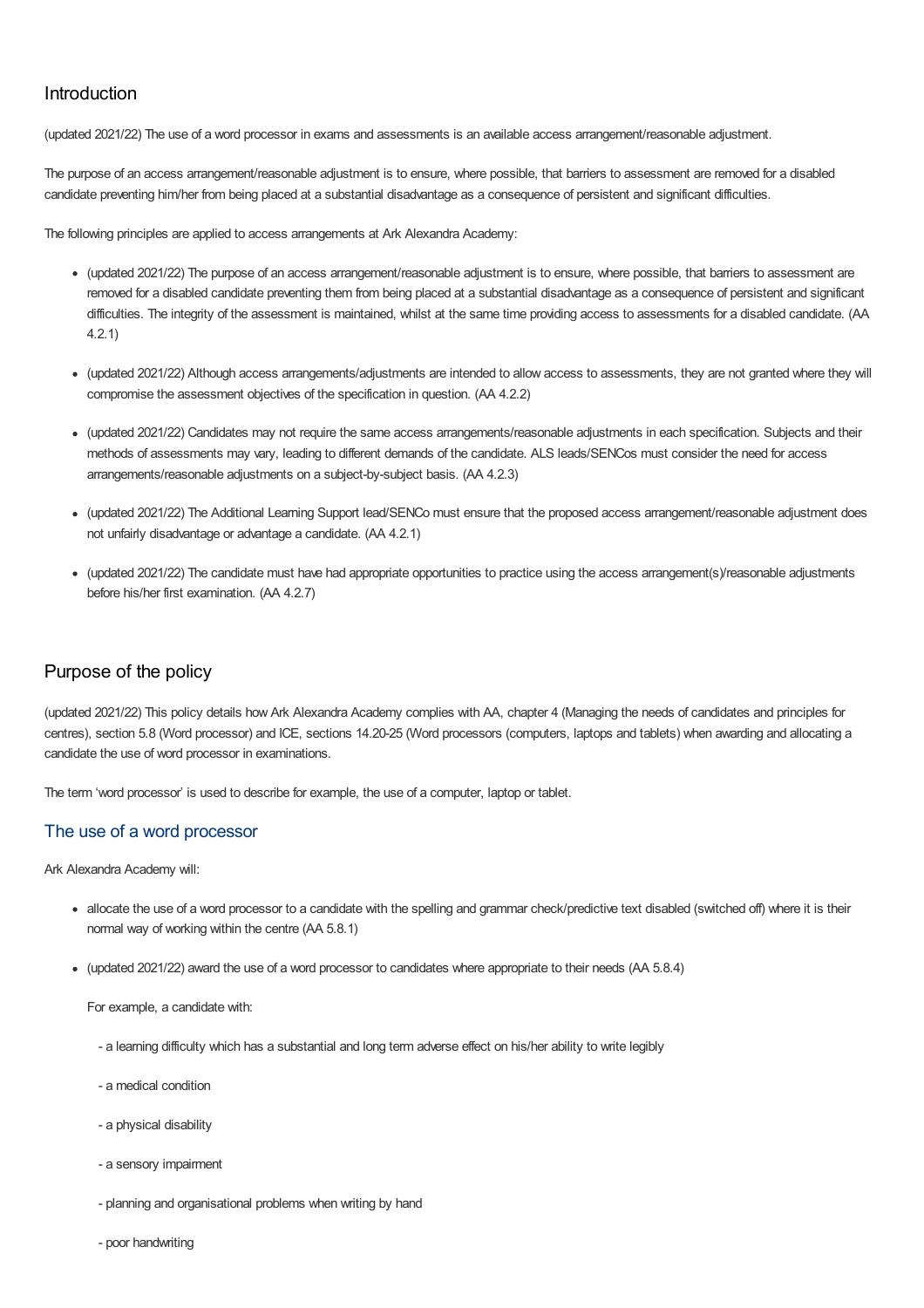## Introduction

(updated 2021/22) The use of a word processor in exams and assessments is an available access arrangement/reasonable adjustment.

The purpose of an access arrangement/reasonable adjustment is to ensure, where possible, that barriers to assessment are removed for a disabled candidate preventing him/her from being placed at a substantial disadvantage as a consequence of persistent and significant difficulties.

The following principles are applied to access arrangements at Ark Alexandra Academy:

- (updated 2021/22) The purpose of an access arrangement/reasonable adjustment is to ensure, where possible, that barriers to assessment are removed for a disabled candidate preventing them from being placed at a substantial disadvantage as a consequence of persistent and significant difficulties. The integrity of the assessment is maintained, whilst at the same time providing access to assessments for a disabled candidate. (AA 4.2.1)

- (updated 2021/22) Although access arrangements/adjustments are intended to allow access to assessments, they are not granted where they will compromise the assessment objectives of the specification in question. (AA 4.2.2)

- (updated 2021/22) Candidates may not require the same access arrangements/reasonable adjustments in each specification. Subjects and their methods of assessments may vary, leading to different demands of the candidate. ALS leads/SENCos must consider the need for access arrangements/reasonable adjustments on a subject-by-subject basis. (AA 4.2.3)

- (updated 2021/22) The Additional Learning Support lead/SENCo must ensure that the proposed access arrangement/reasonable adjustment does not unfairly disadvantage or advantage a candidate. (AA 4.2.1)

- (updated 2021/22) The candidate must have had appropriate opportunities to practice using the access arrangement(s)/reasonable adjustments before his/her first examination. (AA 4.2.7)

## Purpose of the policy

(updated 2021/22) This policy details how Ark Alexandra Academy complies with AA, chapter 4 (Managing the needs of candidates and principles for centres), section 5.8 (Word processor) and ICE, sections 14.20-25 (Word processors (computers, laptops and tablets) when awarding and allocating a candidate the use of word processor in examinations.

The term 'word processor' is used to describe for example, the use of a computer, laptop or tablet.

### The use of a word processor

Ark Alexandra Academy will:

- allocate the use of a word processor to a candidate with the spelling and grammar check/predictive text disabled (switched off) where it is their normal way of working within the centre (AA 5.8.1)

- (updated 2021/22) award the use of a word processor to candidates where appropriate to their needs (AA 5.8.4)

  For example, a candidate with:

  - a learning difficulty which has a substantial and long term adverse effect on his/her ability to write legibly
  - a medical condition
  - a physical disability
  - a sensory impairment
  - planning and organisational problems when writing by hand
  - poor handwriting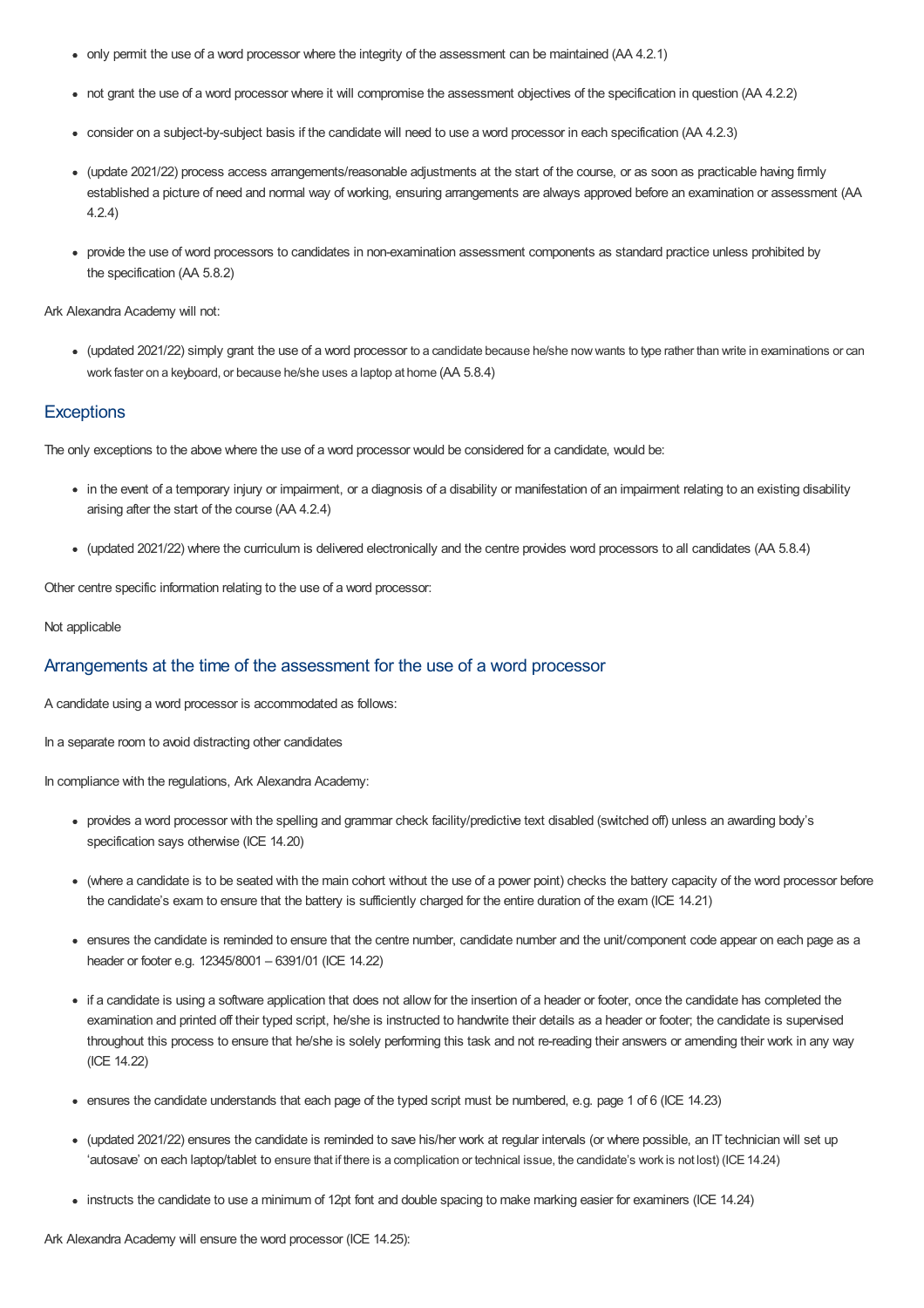- only permit the use of a word processor where the integrity of the assessment can be maintained (AA 4.2.1)
- not grant the use of a word processor where it will compromise the assessment objectives of the specification in question (AA 4.2.2)
- consider on a subject-by-subject basis if the candidate will need to use a word processor in each specification (AA 4.2.3)
- (update 2021/22) process access arrangements/reasonable adjustments at the start of the course, or as soon as practicable having firmly established a picture of need and normal way of working, ensuring arrangements are always approved before an examination or assessment (AA 4.2.4)
- provide the use of word processors to candidates in non-examination assessment components as standard practice unless prohibited by the specification (AA 5.8.2)

Ark Alexandra Academy will not:

- (updated 2021/22) simply grant the use of a word processor to a candidate because he/she now wants to type rather than write in examinations or can work faster on a keyboard, or because he/she uses a laptop at home (AA 5.8.4)

## Exceptions

The only exceptions to the above where the use of a word processor would be considered for a candidate, would be:

- in the event of a temporary injury or impairment, or a diagnosis of a disability or manifestation of an impairment relating to an existing disability arising after the start of the course (AA 4.2.4)
- (updated 2021/22) where the curriculum is delivered electronically and the centre provides word processors to all candidates (AA 5.8.4)

Other centre specific information relating to the use of a word processor:

Not applicable

## Arrangements at the time of the assessment for the use of a word processor

A candidate using a word processor is accommodated as follows:

In a separate room to avoid distracting other candidates

In compliance with the regulations, Ark Alexandra Academy:

- provides a word processor with the spelling and grammar check facility/predictive text disabled (switched off) unless an awarding body's specification says otherwise (ICE 14.20)
- (where a candidate is to be seated with the main cohort without the use of a power point) checks the battery capacity of the word processor before the candidate's exam to ensure that the battery is sufficiently charged for the entire duration of the exam (ICE 14.21)
- ensures the candidate is reminded to ensure that the centre number, candidate number and the unit/component code appear on each page as a header or footer e.g. 12345/8001 – 6391/01 (ICE 14.22)
- if a candidate is using a software application that does not allow for the insertion of a header or footer, once the candidate has completed the examination and printed off their typed script, he/she is instructed to handwrite their details as a header or footer; the candidate is supervised throughout this process to ensure that he/she is solely performing this task and not re-reading their answers or amending their work in any way (ICE 14.22)
- ensures the candidate understands that each page of the typed script must be numbered, e.g. page 1 of 6 (ICE 14.23)
- (updated 2021/22) ensures the candidate is reminded to save his/her work at regular intervals (or where possible, an IT technician will set up 'autosave' on each laptop/tablet to ensure that if there is a complication or technical issue, the candidate's work is not lost) (ICE 14.24)
- instructs the candidate to use a minimum of 12pt font and double spacing to make marking easier for examiners (ICE 14.24)

Ark Alexandra Academy will ensure the word processor (ICE 14.25):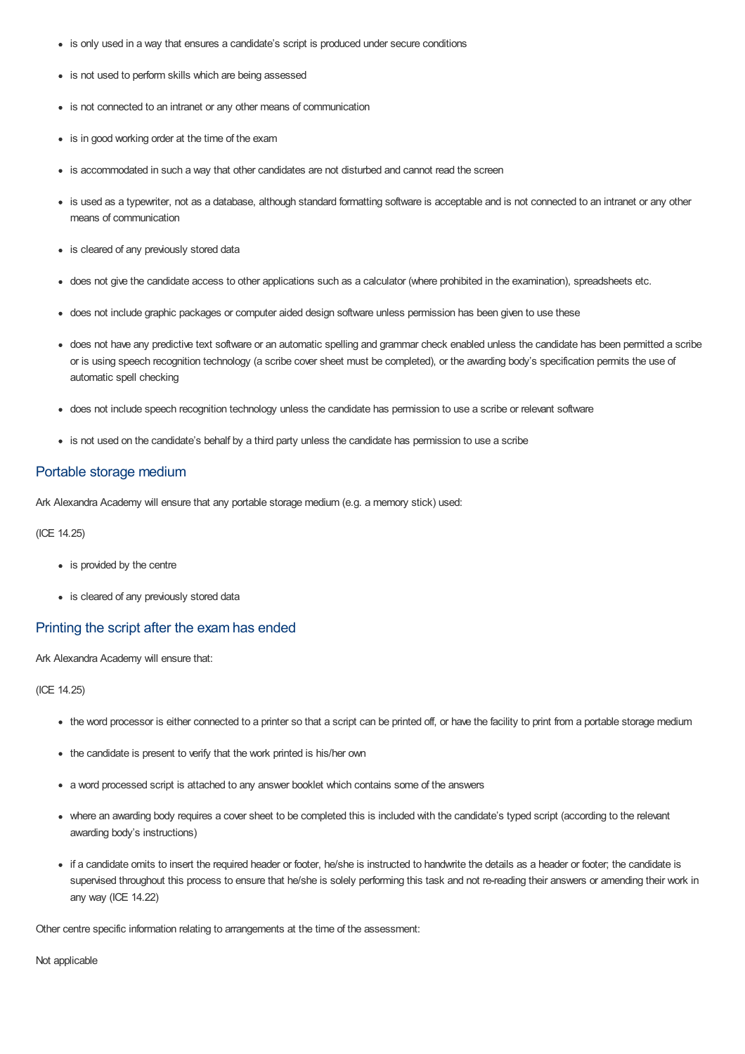- is only used in a way that ensures a candidate's script is produced under secure conditions
- is not used to perform skills which are being assessed
- is not connected to an intranet or any other means of communication
- is in good working order at the time of the exam
- is accommodated in such a way that other candidates are not disturbed and cannot read the screen
- is used as a typewriter, not as a database, although standard formatting software is acceptable and is not connected to an intranet or any other means of communication
- is cleared of any previously stored data
- does not give the candidate access to other applications such as a calculator (where prohibited in the examination), spreadsheets etc.
- does not include graphic packages or computer aided design software unless permission has been given to use these
- does not have any predictive text software or an automatic spelling and grammar check enabled unless the candidate has been permitted a scribe or is using speech recognition technology (a scribe cover sheet must be completed), or the awarding body's specification permits the use of automatic spell checking
- does not include speech recognition technology unless the candidate has permission to use a scribe or relevant software
- is not used on the candidate's behalf by a third party unless the candidate has permission to use a scribe

## Portable storage medium

Ark Alexandra Academy will ensure that any portable storage medium (e.g. a memory stick) used:

(ICE 14.25)

- is provided by the centre
- is cleared of any previously stored data

## Printing the script after the exam has ended

Ark Alexandra Academy will ensure that:

(ICE 14.25)

- the word processor is either connected to a printer so that a script can be printed off, or have the facility to print from a portable storage medium
- the candidate is present to verify that the work printed is his/her own
- a word processed script is attached to any answer booklet which contains some of the answers
- where an awarding body requires a cover sheet to be completed this is included with the candidate's typed script (according to the relevant awarding body's instructions)
- if a candidate omits to insert the required header or footer, he/she is instructed to handwrite the details as a header or footer; the candidate is supervised throughout this process to ensure that he/she is solely performing this task and not re-reading their answers or amending their work in any way (ICE 14.22)

Other centre specific information relating to arrangements at the time of the assessment:

Not applicable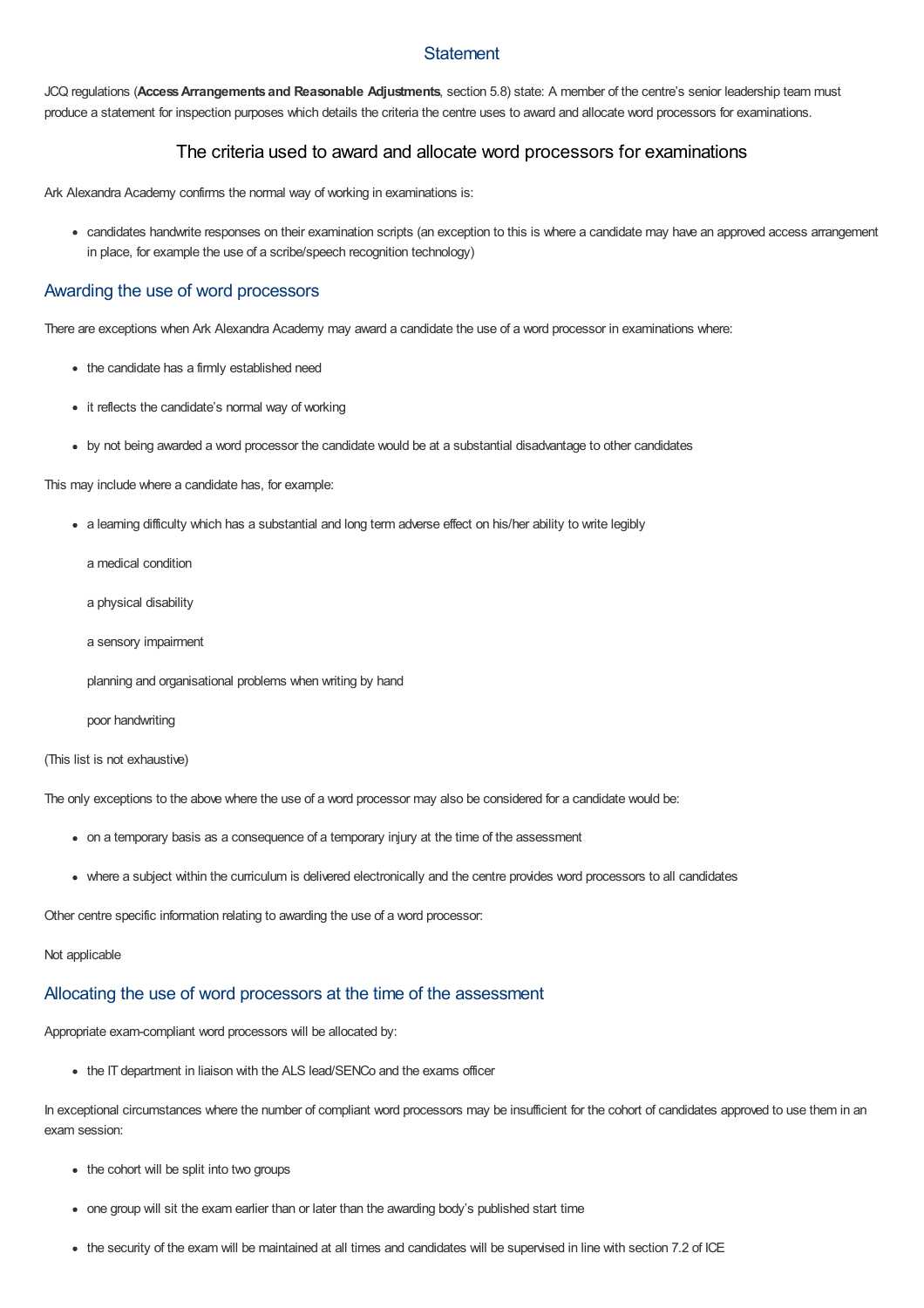## Statement

JCQ regulations (**Access Arrangements and Reasonable Adjustments**, section 5.8) state: A member of the centre's senior leadership team must produce a statement for inspection purposes which details the criteria the centre uses to award and allocate word processors for examinations.

### The criteria used to award and allocate word processors for examinations

Ark Alexandra Academy confirms the normal way of working in examinations is:

- candidates handwrite responses on their examination scripts (an exception to this is where a candidate may have an approved access arrangement in place, for example the use of a scribe/speech recognition technology)

## Awarding the use of word processors

There are exceptions when Ark Alexandra Academy may award a candidate the use of a word processor in examinations where:

- the candidate has a firmly established need
- it reflects the candidate's normal way of working
- by not being awarded a word processor the candidate would be at a substantial disadvantage to other candidates

This may include where a candidate has, for example:

- a learning difficulty which has a substantial and long term adverse effect on his/her ability to write legibly

  a medical condition

  a physical disability

  a sensory impairment

  planning and organisational problems when writing by hand

  poor handwriting

(This list is not exhaustive)

The only exceptions to the above where the use of a word processor may also be considered for a candidate would be:

- on a temporary basis as a consequence of a temporary injury at the time of the assessment
- where a subject within the curriculum is delivered electronically and the centre provides word processors to all candidates

Other centre specific information relating to awarding the use of a word processor:

Not applicable

## Allocating the use of word processors at the time of the assessment

Appropriate exam-compliant word processors will be allocated by:

- the IT department in liaison with the ALS lead/SENCo and the exams officer

In exceptional circumstances where the number of compliant word processors may be insufficient for the cohort of candidates approved to use them in an exam session:

- the cohort will be split into two groups
- one group will sit the exam earlier than or later than the awarding body's published start time
- the security of the exam will be maintained at all times and candidates will be supervised in line with section 7.2 of ICE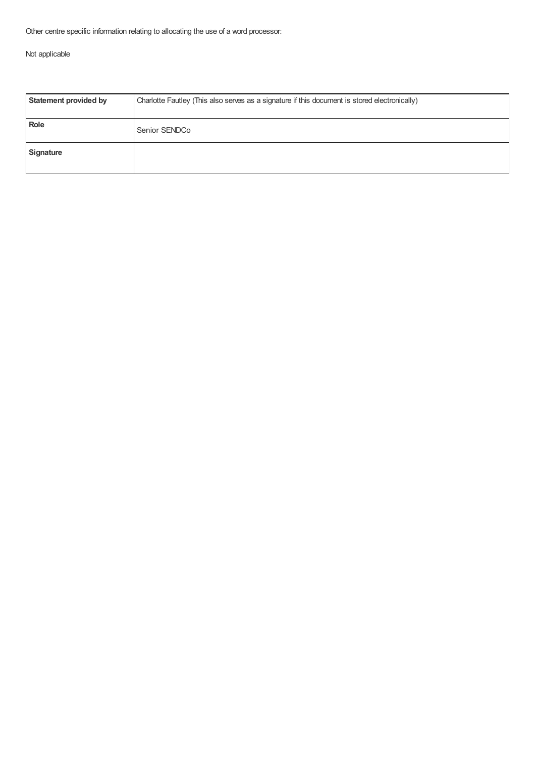Other centre specific information relating to allocating the use of a word processor:

Not applicable

| | |
|---|---|
| **Statement provided by** | Charlotte Fautley (This also serves as a signature if this document is stored electronically) |
| **Role** | Senior SENDCo |
| **Signature** | |